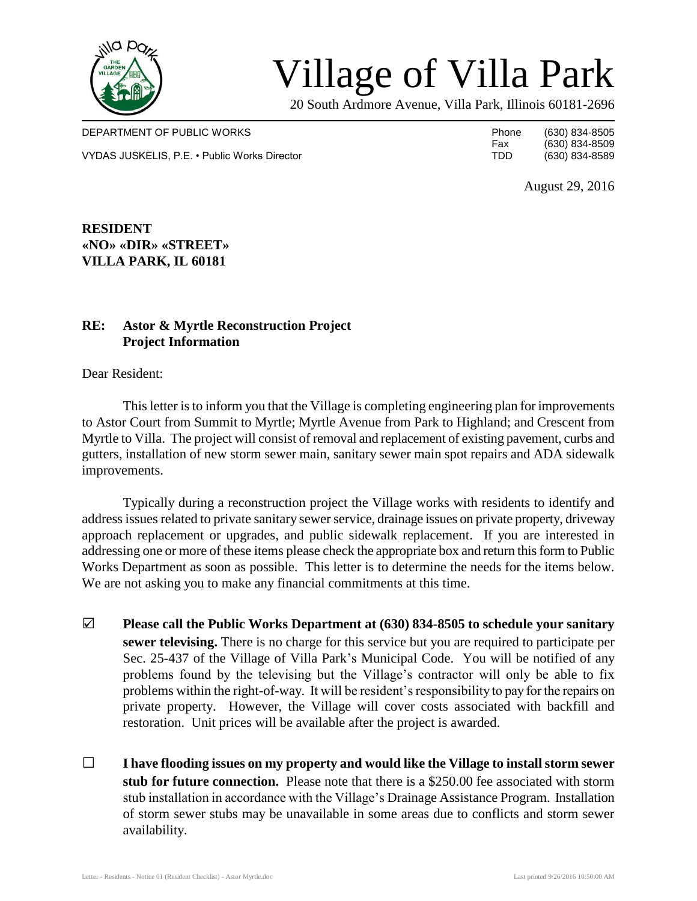# Village of Villa Park

20 South Ardmore Avenue, Villa Park, Illinois 60181-2696

DEPARTMENT OF PUBLIC WORKS

VYDAS JUSKELIS, P.E. • Public Works Director

Phone (630) 834-8505
Fax (630) 834-8509
TDD (630) 834-8589

August 29, 2016

**RESIDENT**
**«NO» «DIR» «STREET»**
**VILLA PARK, IL 60181**

**RE: Astor & Myrtle Reconstruction Project**
**Project Information**

Dear Resident:

This letter is to inform you that the Village is completing engineering plan for improvements to Astor Court from Summit to Myrtle; Myrtle Avenue from Park to Highland; and Crescent from Myrtle to Villa. The project will consist of removal and replacement of existing pavement, curbs and gutters, installation of new storm sewer main, sanitary sewer main spot repairs and ADA sidewalk improvements.

Typically during a reconstruction project the Village works with residents to identify and address issues related to private sanitary sewer service, drainage issues on private property, driveway approach replacement or upgrades, and public sidewalk replacement. If you are interested in addressing one or more of these items please check the appropriate box and return this form to Public Works Department as soon as possible. This letter is to determine the needs for the items below. We are not asking you to make any financial commitments at this time.

☑ **Please call the Public Works Department at (630) 834-8505 to schedule your sanitary sewer televising.** There is no charge for this service but you are required to participate per Sec. 25-437 of the Village of Villa Park's Municipal Code. You will be notified of any problems found by the televising but the Village's contractor will only be able to fix problems within the right-of-way. It will be resident's responsibility to pay for the repairs on private property. However, the Village will cover costs associated with backfill and restoration. Unit prices will be available after the project is awarded.

☐ **I have flooding issues on my property and would like the Village to install storm sewer stub for future connection.** Please note that there is a $250.00 fee associated with storm stub installation in accordance with the Village's Drainage Assistance Program. Installation of storm sewer stubs may be unavailable in some areas due to conflicts and storm sewer availability.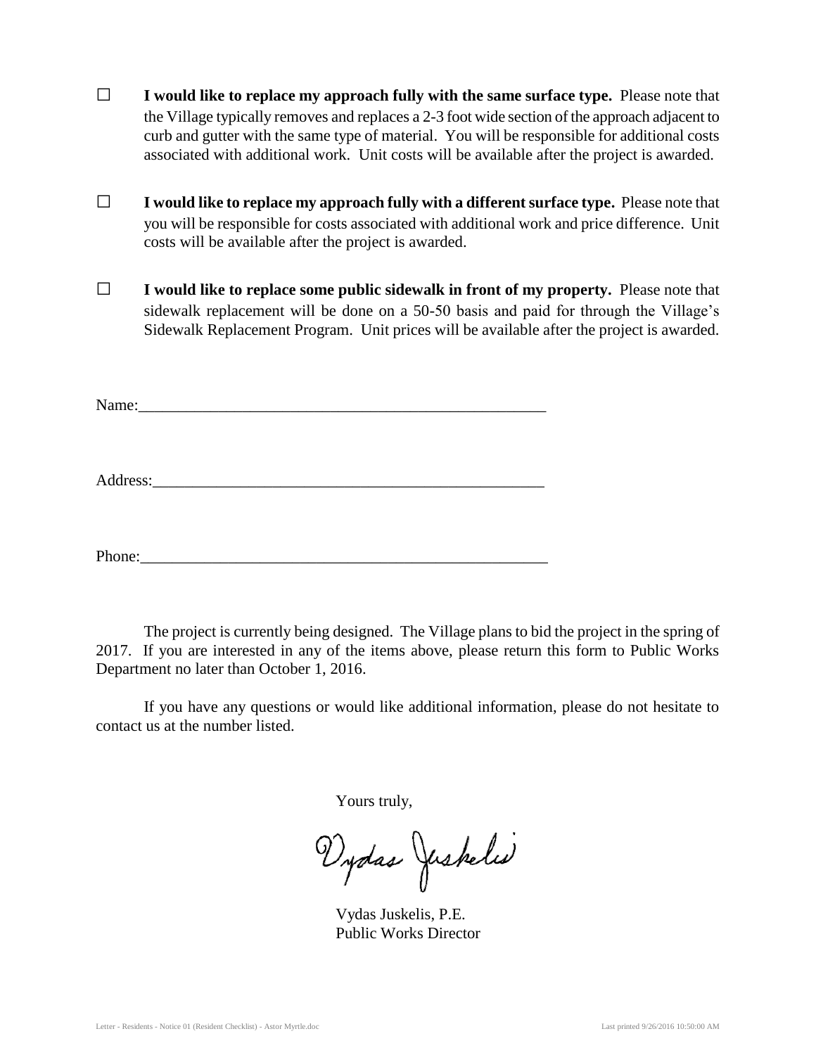☐ **I would like to replace my approach fully with the same surface type.** Please note that the Village typically removes and replaces a 2-3 foot wide section of the approach adjacent to curb and gutter with the same type of material. You will be responsible for additional costs associated with additional work. Unit costs will be available after the project is awarded.

☐ **I would like to replace my approach fully with a different surface type.** Please note that you will be responsible for costs associated with additional work and price difference. Unit costs will be available after the project is awarded.

☐ **I would like to replace some public sidewalk in front of my property.** Please note that sidewalk replacement will be done on a 50-50 basis and paid for through the Village's Sidewalk Replacement Program. Unit prices will be available after the project is awarded.

Name:_____________________________________________________

Address:___________________________________________________

Phone:_____________________________________________________

The project is currently being designed. The Village plans to bid the project in the spring of 2017. If you are interested in any of the items above, please return this form to Public Works Department no later than October 1, 2016.

If you have any questions or would like additional information, please do not hesitate to contact us at the number listed.

Yours truly,

Vydas Juskelis

Vydas Juskelis, P.E.
Public Works Director

Letter - Residents - Notice 01 (Resident Checklist) - Astor Myrtle.doc

Last printed 9/26/2016 10:50:00 AM